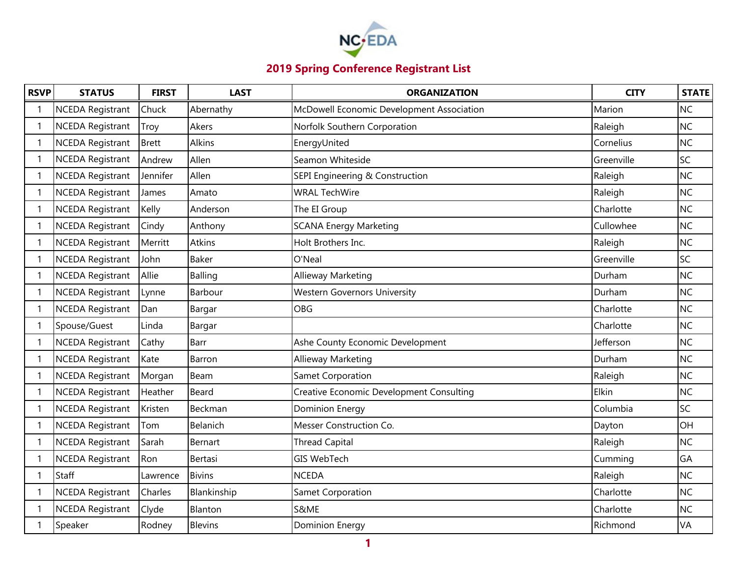## 2019 Spring Conference Registrant List

| RSVP | STATUS | FIRST | LAST | ORGANIZATION | CITY | STATE |
|---|---|---|---|---|---|---|
| 1 | NCEDA Registrant | Chuck | Abernathy | McDowell Economic Development Association | Marion | NC |
| 1 | NCEDA Registrant | Troy | Akers | Norfolk Southern Corporation | Raleigh | NC |
| 1 | NCEDA Registrant | Brett | Alkins | EnergyUnited | Cornelius | NC |
| 1 | NCEDA Registrant | Andrew | Allen | Seamon Whiteside | Greenville | SC |
| 1 | NCEDA Registrant | Jennifer | Allen | SEPI Engineering & Construction | Raleigh | NC |
| 1 | NCEDA Registrant | James | Amato | WRAL TechWire | Raleigh | NC |
| 1 | NCEDA Registrant | Kelly | Anderson | The EI Group | Charlotte | NC |
| 1 | NCEDA Registrant | Cindy | Anthony | SCANA Energy Marketing | Cullowhee | NC |
| 1 | NCEDA Registrant | Merritt | Atkins | Holt Brothers Inc. | Raleigh | NC |
| 1 | NCEDA Registrant | John | Baker | O'Neal | Greenville | SC |
| 1 | NCEDA Registrant | Allie | Balling | Allieway Marketing | Durham | NC |
| 1 | NCEDA Registrant | Lynne | Barbour | Western Governors University | Durham | NC |
| 1 | NCEDA Registrant | Dan | Bargar | OBG | Charlotte | NC |
| 1 | Spouse/Guest | Linda | Bargar | | Charlotte | NC |
| 1 | NCEDA Registrant | Cathy | Barr | Ashe County Economic Development | Jefferson | NC |
| 1 | NCEDA Registrant | Kate | Barron | Allieway Marketing | Durham | NC |
| 1 | NCEDA Registrant | Morgan | Beam | Samet Corporation | Raleigh | NC |
| 1 | NCEDA Registrant | Heather | Beard | Creative Economic Development Consulting | Elkin | NC |
| 1 | NCEDA Registrant | Kristen | Beckman | Dominion Energy | Columbia | SC |
| 1 | NCEDA Registrant | Tom | Belanich | Messer Construction Co. | Dayton | OH |
| 1 | NCEDA Registrant | Sarah | Bernart | Thread Capital | Raleigh | NC |
| 1 | NCEDA Registrant | Ron | Bertasi | GIS WebTech | Cumming | GA |
| 1 | Staff | Lawrence | Bivins | NCEDA | Raleigh | NC |
| 1 | NCEDA Registrant | Charles | Blankinship | Samet Corporation | Charlotte | NC |
| 1 | NCEDA Registrant | Clyde | Blanton | S&ME | Charlotte | NC |
| 1 | Speaker | Rodney | Blevins | Dominion Energy | Richmond | VA |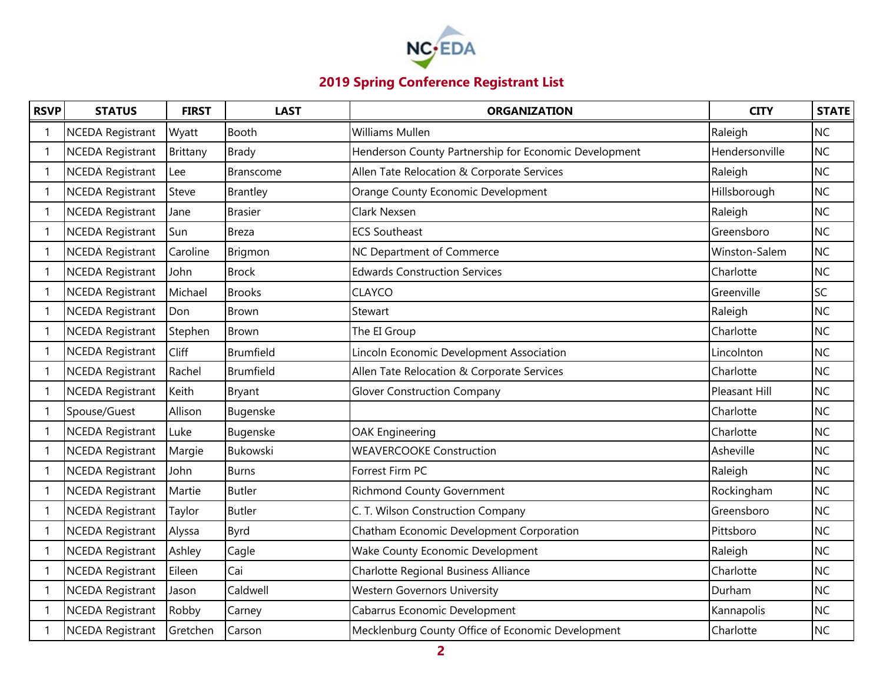## 2019 Spring Conference Registrant List

| RSVP | STATUS | FIRST | LAST | ORGANIZATION | CITY | STATE |
|---|---|---|---|---|---|---|
| 1 | NCEDA Registrant | Wyatt | Booth | Williams Mullen | Raleigh | NC |
| 1 | NCEDA Registrant | Brittany | Brady | Henderson County Partnership for Economic Development | Hendersonville | NC |
| 1 | NCEDA Registrant | Lee | Branscome | Allen Tate Relocation & Corporate Services | Raleigh | NC |
| 1 | NCEDA Registrant | Steve | Brantley | Orange County Economic Development | Hillsborough | NC |
| 1 | NCEDA Registrant | Jane | Brasier | Clark Nexsen | Raleigh | NC |
| 1 | NCEDA Registrant | Sun | Breza | ECS Southeast | Greensboro | NC |
| 1 | NCEDA Registrant | Caroline | Brigmon | NC Department of Commerce | Winston-Salem | NC |
| 1 | NCEDA Registrant | John | Brock | Edwards Construction Services | Charlotte | NC |
| 1 | NCEDA Registrant | Michael | Brooks | CLAYCO | Greenville | SC |
| 1 | NCEDA Registrant | Don | Brown | Stewart | Raleigh | NC |
| 1 | NCEDA Registrant | Stephen | Brown | The EI Group | Charlotte | NC |
| 1 | NCEDA Registrant | Cliff | Brumfield | Lincoln Economic Development Association | Lincolnton | NC |
| 1 | NCEDA Registrant | Rachel | Brumfield | Allen Tate Relocation & Corporate Services | Charlotte | NC |
| 1 | NCEDA Registrant | Keith | Bryant | Glover Construction Company | Pleasant Hill | NC |
| 1 | Spouse/Guest | Allison | Bugenske | | Charlotte | NC |
| 1 | NCEDA Registrant | Luke | Bugenske | OAK Engineering | Charlotte | NC |
| 1 | NCEDA Registrant | Margie | Bukowski | WEAVERCOOKE Construction | Asheville | NC |
| 1 | NCEDA Registrant | John | Burns | Forrest Firm PC | Raleigh | NC |
| 1 | NCEDA Registrant | Martie | Butler | Richmond County Government | Rockingham | NC |
| 1 | NCEDA Registrant | Taylor | Butler | C. T. Wilson Construction Company | Greensboro | NC |
| 1 | NCEDA Registrant | Alyssa | Byrd | Chatham Economic Development Corporation | Pittsboro | NC |
| 1 | NCEDA Registrant | Ashley | Cagle | Wake County Economic Development | Raleigh | NC |
| 1 | NCEDA Registrant | Eileen | Cai | Charlotte Regional Business Alliance | Charlotte | NC |
| 1 | NCEDA Registrant | Jason | Caldwell | Western Governors University | Durham | NC |
| 1 | NCEDA Registrant | Robby | Carney | Cabarrus Economic Development | Kannapolis | NC |
| 1 | NCEDA Registrant | Gretchen | Carson | Mecklenburg County Office of Economic Development | Charlotte | NC |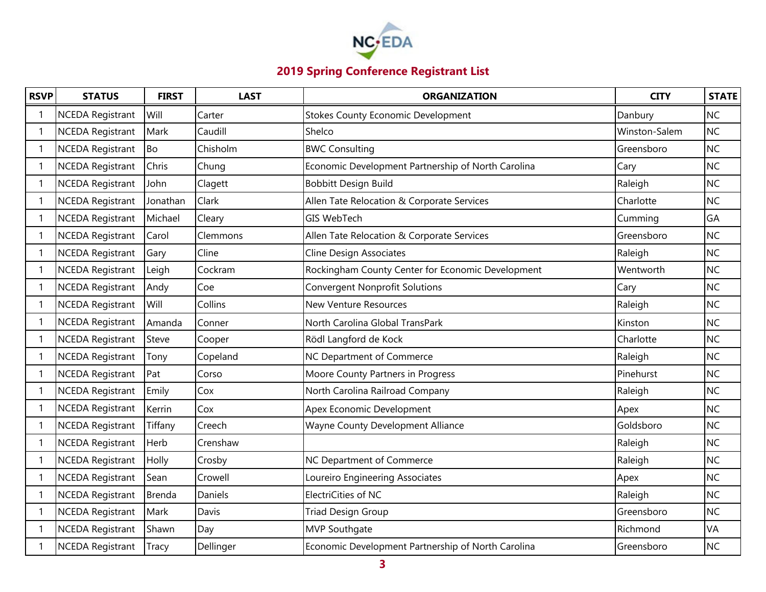## 2019 Spring Conference Registrant List

| RSVP | STATUS | FIRST | LAST | ORGANIZATION | CITY | STATE |
|---|---|---|---|---|---|---|
| 1 | NCEDA Registrant | Will | Carter | Stokes County Economic Development | Danbury | NC |
| 1 | NCEDA Registrant | Mark | Caudill | Shelco | Winston-Salem | NC |
| 1 | NCEDA Registrant | Bo | Chisholm | BWC Consulting | Greensboro | NC |
| 1 | NCEDA Registrant | Chris | Chung | Economic Development Partnership of North Carolina | Cary | NC |
| 1 | NCEDA Registrant | John | Clagett | Bobbitt Design Build | Raleigh | NC |
| 1 | NCEDA Registrant | Jonathan | Clark | Allen Tate Relocation & Corporate Services | Charlotte | NC |
| 1 | NCEDA Registrant | Michael | Cleary | GIS WebTech | Cumming | GA |
| 1 | NCEDA Registrant | Carol | Clemmons | Allen Tate Relocation & Corporate Services | Greensboro | NC |
| 1 | NCEDA Registrant | Gary | Cline | Cline Design Associates | Raleigh | NC |
| 1 | NCEDA Registrant | Leigh | Cockram | Rockingham County Center for Economic Development | Wentworth | NC |
| 1 | NCEDA Registrant | Andy | Coe | Convergent Nonprofit Solutions | Cary | NC |
| 1 | NCEDA Registrant | Will | Collins | New Venture Resources | Raleigh | NC |
| 1 | NCEDA Registrant | Amanda | Conner | North Carolina Global TransPark | Kinston | NC |
| 1 | NCEDA Registrant | Steve | Cooper | Rödl Langford de Kock | Charlotte | NC |
| 1 | NCEDA Registrant | Tony | Copeland | NC Department of Commerce | Raleigh | NC |
| 1 | NCEDA Registrant | Pat | Corso | Moore County Partners in Progress | Pinehurst | NC |
| 1 | NCEDA Registrant | Emily | Cox | North Carolina Railroad Company | Raleigh | NC |
| 1 | NCEDA Registrant | Kerrin | Cox | Apex Economic Development | Apex | NC |
| 1 | NCEDA Registrant | Tiffany | Creech | Wayne County Development Alliance | Goldsboro | NC |
| 1 | NCEDA Registrant | Herb | Crenshaw | | Raleigh | NC |
| 1 | NCEDA Registrant | Holly | Crosby | NC Department of Commerce | Raleigh | NC |
| 1 | NCEDA Registrant | Sean | Crowell | Loureiro Engineering Associates | Apex | NC |
| 1 | NCEDA Registrant | Brenda | Daniels | ElectriCities of NC | Raleigh | NC |
| 1 | NCEDA Registrant | Mark | Davis | Triad Design Group | Greensboro | NC |
| 1 | NCEDA Registrant | Shawn | Day | MVP Southgate | Richmond | VA |
| 1 | NCEDA Registrant | Tracy | Dellinger | Economic Development Partnership of North Carolina | Greensboro | NC |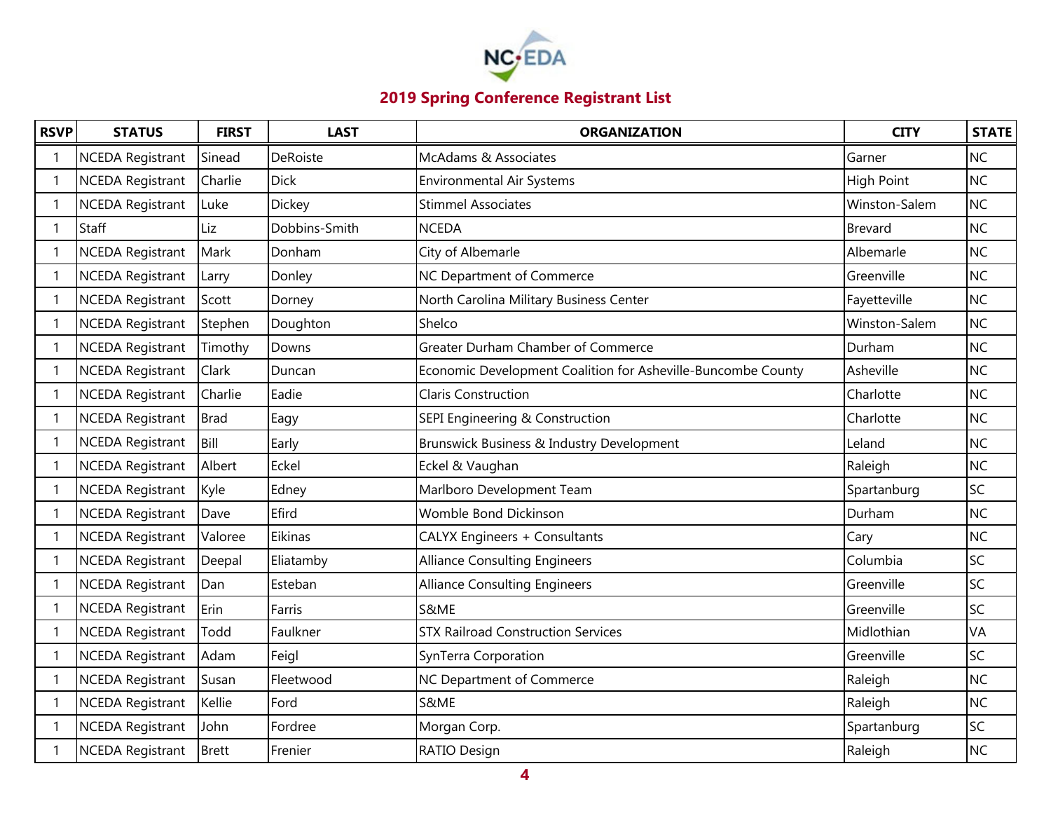## 2019 Spring Conference Registrant List

| RSVP | STATUS | FIRST | LAST | ORGANIZATION | CITY | STATE |
|---|---|---|---|---|---|---|
| 1 | NCEDA Registrant | Sinead | DeRoiste | McAdams & Associates | Garner | NC |
| 1 | NCEDA Registrant | Charlie | Dick | Environmental Air Systems | High Point | NC |
| 1 | NCEDA Registrant | Luke | Dickey | Stimmel Associates | Winston-Salem | NC |
| 1 | Staff | Liz | Dobbins-Smith | NCEDA | Brevard | NC |
| 1 | NCEDA Registrant | Mark | Donham | City of Albemarle | Albemarle | NC |
| 1 | NCEDA Registrant | Larry | Donley | NC Department of Commerce | Greenville | NC |
| 1 | NCEDA Registrant | Scott | Dorney | North Carolina Military Business Center | Fayetteville | NC |
| 1 | NCEDA Registrant | Stephen | Doughton | Shelco | Winston-Salem | NC |
| 1 | NCEDA Registrant | Timothy | Downs | Greater Durham Chamber of Commerce | Durham | NC |
| 1 | NCEDA Registrant | Clark | Duncan | Economic Development Coalition for Asheville-Buncombe County | Asheville | NC |
| 1 | NCEDA Registrant | Charlie | Eadie | Claris Construction | Charlotte | NC |
| 1 | NCEDA Registrant | Brad | Eagy | SEPI Engineering & Construction | Charlotte | NC |
| 1 | NCEDA Registrant | Bill | Early | Brunswick Business & Industry Development | Leland | NC |
| 1 | NCEDA Registrant | Albert | Eckel | Eckel & Vaughan | Raleigh | NC |
| 1 | NCEDA Registrant | Kyle | Edney | Marlboro Development Team | Spartanburg | SC |
| 1 | NCEDA Registrant | Dave | Efird | Womble Bond Dickinson | Durham | NC |
| 1 | NCEDA Registrant | Valoree | Eikinas | CALYX Engineers + Consultants | Cary | NC |
| 1 | NCEDA Registrant | Deepal | Eliatamby | Alliance Consulting Engineers | Columbia | SC |
| 1 | NCEDA Registrant | Dan | Esteban | Alliance Consulting Engineers | Greenville | SC |
| 1 | NCEDA Registrant | Erin | Farris | S&ME | Greenville | SC |
| 1 | NCEDA Registrant | Todd | Faulkner | STX Railroad Construction Services | Midlothian | VA |
| 1 | NCEDA Registrant | Adam | Feigl | SynTerra Corporation | Greenville | SC |
| 1 | NCEDA Registrant | Susan | Fleetwood | NC Department of Commerce | Raleigh | NC |
| 1 | NCEDA Registrant | Kellie | Ford | S&ME | Raleigh | NC |
| 1 | NCEDA Registrant | John | Fordree | Morgan Corp. | Spartanburg | SC |
| 1 | NCEDA Registrant | Brett | Frenier | RATIO Design | Raleigh | NC |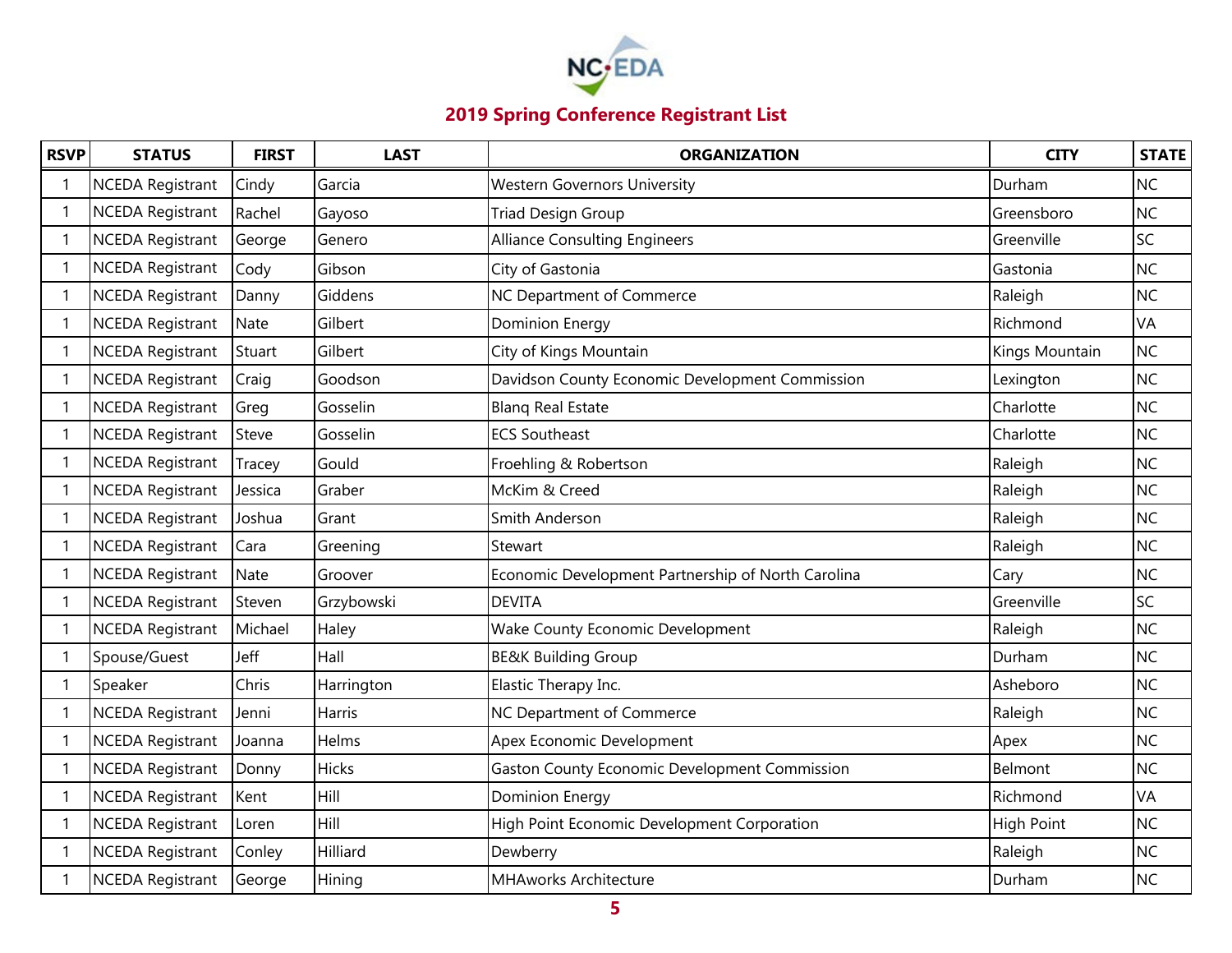## 2019 Spring Conference Registrant List

| RSVP | STATUS | FIRST | LAST | ORGANIZATION | CITY | STATE |
|---|---|---|---|---|---|---|
| 1 | NCEDA Registrant | Cindy | Garcia | Western Governors University | Durham | NC |
| 1 | NCEDA Registrant | Rachel | Gayoso | Triad Design Group | Greensboro | NC |
| 1 | NCEDA Registrant | George | Genero | Alliance Consulting Engineers | Greenville | SC |
| 1 | NCEDA Registrant | Cody | Gibson | City of Gastonia | Gastonia | NC |
| 1 | NCEDA Registrant | Danny | Giddens | NC Department of Commerce | Raleigh | NC |
| 1 | NCEDA Registrant | Nate | Gilbert | Dominion Energy | Richmond | VA |
| 1 | NCEDA Registrant | Stuart | Gilbert | City of Kings Mountain | Kings Mountain | NC |
| 1 | NCEDA Registrant | Craig | Goodson | Davidson County Economic Development Commission | Lexington | NC |
| 1 | NCEDA Registrant | Greg | Gosselin | Blanq Real Estate | Charlotte | NC |
| 1 | NCEDA Registrant | Steve | Gosselin | ECS Southeast | Charlotte | NC |
| 1 | NCEDA Registrant | Tracey | Gould | Froehling & Robertson | Raleigh | NC |
| 1 | NCEDA Registrant | Jessica | Graber | McKim & Creed | Raleigh | NC |
| 1 | NCEDA Registrant | Joshua | Grant | Smith Anderson | Raleigh | NC |
| 1 | NCEDA Registrant | Cara | Greening | Stewart | Raleigh | NC |
| 1 | NCEDA Registrant | Nate | Groover | Economic Development Partnership of North Carolina | Cary | NC |
| 1 | NCEDA Registrant | Steven | Grzybowski | DEVITA | Greenville | SC |
| 1 | NCEDA Registrant | Michael | Haley | Wake County Economic Development | Raleigh | NC |
| 1 | Spouse/Guest | Jeff | Hall | BE&K Building Group | Durham | NC |
| 1 | Speaker | Chris | Harrington | Elastic Therapy Inc. | Asheboro | NC |
| 1 | NCEDA Registrant | Jenni | Harris | NC Department of Commerce | Raleigh | NC |
| 1 | NCEDA Registrant | Joanna | Helms | Apex Economic Development | Apex | NC |
| 1 | NCEDA Registrant | Donny | Hicks | Gaston County Economic Development Commission | Belmont | NC |
| 1 | NCEDA Registrant | Kent | Hill | Dominion Energy | Richmond | VA |
| 1 | NCEDA Registrant | Loren | Hill | High Point Economic Development Corporation | High Point | NC |
| 1 | NCEDA Registrant | Conley | Hilliard | Dewberry | Raleigh | NC |
| 1 | NCEDA Registrant | George | Hining | MHAworks Architecture | Durham | NC |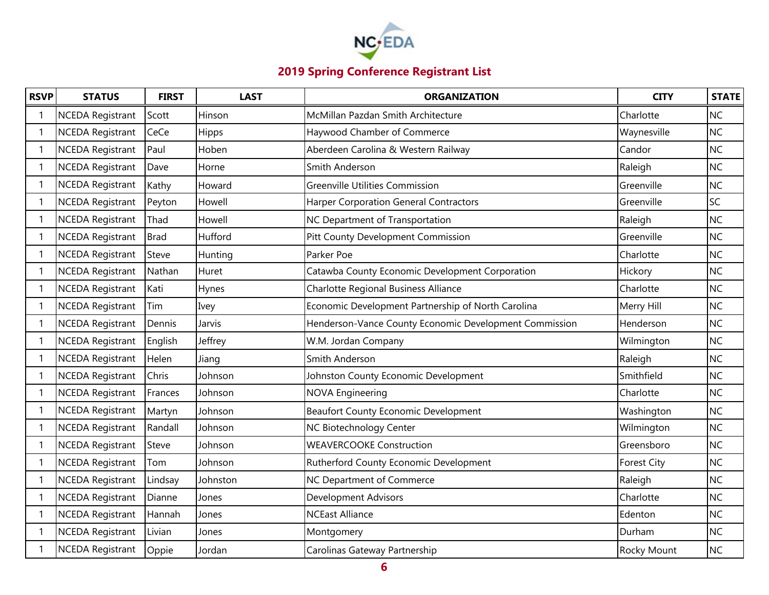## 2019 Spring Conference Registrant List

| RSVP | STATUS | FIRST | LAST | ORGANIZATION | CITY | STATE |
|---|---|---|---|---|---|---|
| 1 | NCEDA Registrant | Scott | Hinson | McMillan Pazdan Smith Architecture | Charlotte | NC |
| 1 | NCEDA Registrant | CeCe | Hipps | Haywood Chamber of Commerce | Waynesville | NC |
| 1 | NCEDA Registrant | Paul | Hoben | Aberdeen Carolina & Western Railway | Candor | NC |
| 1 | NCEDA Registrant | Dave | Horne | Smith Anderson | Raleigh | NC |
| 1 | NCEDA Registrant | Kathy | Howard | Greenville Utilities Commission | Greenville | NC |
| 1 | NCEDA Registrant | Peyton | Howell | Harper Corporation General Contractors | Greenville | SC |
| 1 | NCEDA Registrant | Thad | Howell | NC Department of Transportation | Raleigh | NC |
| 1 | NCEDA Registrant | Brad | Hufford | Pitt County Development Commission | Greenville | NC |
| 1 | NCEDA Registrant | Steve | Hunting | Parker Poe | Charlotte | NC |
| 1 | NCEDA Registrant | Nathan | Huret | Catawba County Economic Development Corporation | Hickory | NC |
| 1 | NCEDA Registrant | Kati | Hynes | Charlotte Regional Business Alliance | Charlotte | NC |
| 1 | NCEDA Registrant | Tim | Ivey | Economic Development Partnership of North Carolina | Merry Hill | NC |
| 1 | NCEDA Registrant | Dennis | Jarvis | Henderson-Vance County Economic Development Commission | Henderson | NC |
| 1 | NCEDA Registrant | English | Jeffrey | W.M. Jordan Company | Wilmington | NC |
| 1 | NCEDA Registrant | Helen | Jiang | Smith Anderson | Raleigh | NC |
| 1 | NCEDA Registrant | Chris | Johnson | Johnston County Economic Development | Smithfield | NC |
| 1 | NCEDA Registrant | Frances | Johnson | NOVA Engineering | Charlotte | NC |
| 1 | NCEDA Registrant | Martyn | Johnson | Beaufort County Economic Development | Washington | NC |
| 1 | NCEDA Registrant | Randall | Johnson | NC Biotechnology Center | Wilmington | NC |
| 1 | NCEDA Registrant | Steve | Johnson | WEAVERCOOKE Construction | Greensboro | NC |
| 1 | NCEDA Registrant | Tom | Johnson | Rutherford County Economic Development | Forest City | NC |
| 1 | NCEDA Registrant | Lindsay | Johnston | NC Department of Commerce | Raleigh | NC |
| 1 | NCEDA Registrant | Dianne | Jones | Development Advisors | Charlotte | NC |
| 1 | NCEDA Registrant | Hannah | Jones | NCEast Alliance | Edenton | NC |
| 1 | NCEDA Registrant | Livian | Jones | Montgomery | Durham | NC |
| 1 | NCEDA Registrant | Oppie | Jordan | Carolinas Gateway Partnership | Rocky Mount | NC |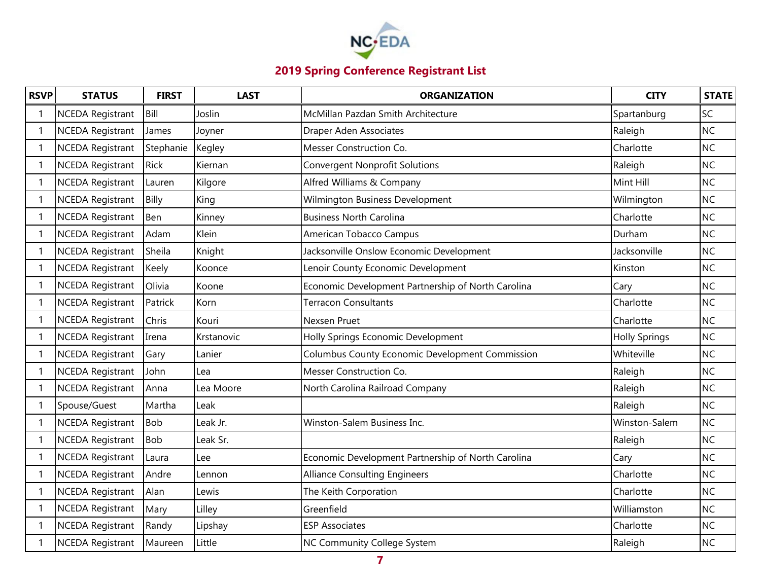## 2019 Spring Conference Registrant List

| RSVP | STATUS | FIRST | LAST | ORGANIZATION | CITY | STATE |
|---|---|---|---|---|---|---|
| 1 | NCEDA Registrant | Bill | Joslin | McMillan Pazdan Smith Architecture | Spartanburg | SC |
| 1 | NCEDA Registrant | James | Joyner | Draper Aden Associates | Raleigh | NC |
| 1 | NCEDA Registrant | Stephanie | Kegley | Messer Construction Co. | Charlotte | NC |
| 1 | NCEDA Registrant | Rick | Kiernan | Convergent Nonprofit Solutions | Raleigh | NC |
| 1 | NCEDA Registrant | Lauren | Kilgore | Alfred Williams & Company | Mint Hill | NC |
| 1 | NCEDA Registrant | Billy | King | Wilmington Business Development | Wilmington | NC |
| 1 | NCEDA Registrant | Ben | Kinney | Business North Carolina | Charlotte | NC |
| 1 | NCEDA Registrant | Adam | Klein | American Tobacco Campus | Durham | NC |
| 1 | NCEDA Registrant | Sheila | Knight | Jacksonville Onslow Economic Development | Jacksonville | NC |
| 1 | NCEDA Registrant | Keely | Koonce | Lenoir County Economic Development | Kinston | NC |
| 1 | NCEDA Registrant | Olivia | Koone | Economic Development Partnership of North Carolina | Cary | NC |
| 1 | NCEDA Registrant | Patrick | Korn | Terracon Consultants | Charlotte | NC |
| 1 | NCEDA Registrant | Chris | Kouri | Nexsen Pruet | Charlotte | NC |
| 1 | NCEDA Registrant | Irena | Krstanovic | Holly Springs Economic Development | Holly Springs | NC |
| 1 | NCEDA Registrant | Gary | Lanier | Columbus County Economic Development Commission | Whiteville | NC |
| 1 | NCEDA Registrant | John | Lea | Messer Construction Co. | Raleigh | NC |
| 1 | NCEDA Registrant | Anna | Lea Moore | North Carolina Railroad Company | Raleigh | NC |
| 1 | Spouse/Guest | Martha | Leak | | Raleigh | NC |
| 1 | NCEDA Registrant | Bob | Leak Jr. | Winston-Salem Business Inc. | Winston-Salem | NC |
| 1 | NCEDA Registrant | Bob | Leak Sr. | | Raleigh | NC |
| 1 | NCEDA Registrant | Laura | Lee | Economic Development Partnership of North Carolina | Cary | NC |
| 1 | NCEDA Registrant | Andre | Lennon | Alliance Consulting Engineers | Charlotte | NC |
| 1 | NCEDA Registrant | Alan | Lewis | The Keith Corporation | Charlotte | NC |
| 1 | NCEDA Registrant | Mary | Lilley | Greenfield | Williamston | NC |
| 1 | NCEDA Registrant | Randy | Lipshay | ESP Associates | Charlotte | NC |
| 1 | NCEDA Registrant | Maureen | Little | NC Community College System | Raleigh | NC |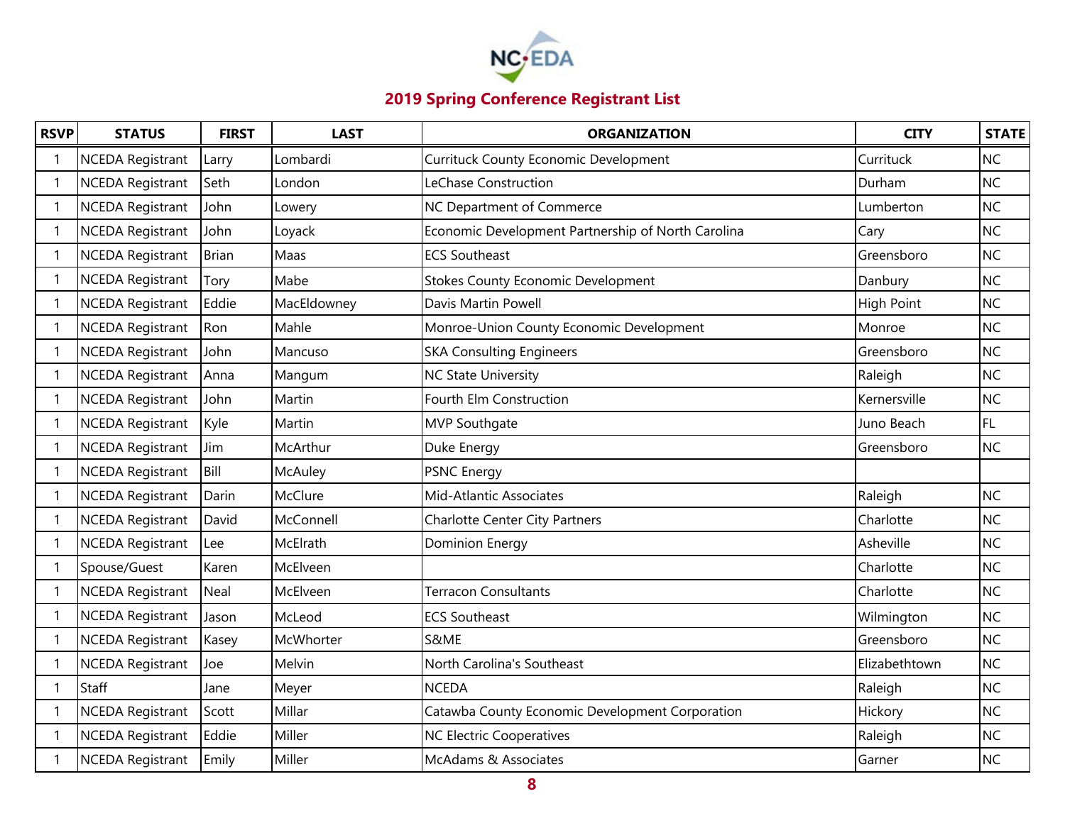## 2019 Spring Conference Registrant List

| RSVP | STATUS | FIRST | LAST | ORGANIZATION | CITY | STATE |
|---|---|---|---|---|---|---|
| 1 | NCEDA Registrant | Larry | Lombardi | Currituck County Economic Development | Currituck | NC |
| 1 | NCEDA Registrant | Seth | London | LeChase Construction | Durham | NC |
| 1 | NCEDA Registrant | John | Lowery | NC Department of Commerce | Lumberton | NC |
| 1 | NCEDA Registrant | John | Loyack | Economic Development Partnership of North Carolina | Cary | NC |
| 1 | NCEDA Registrant | Brian | Maas | ECS Southeast | Greensboro | NC |
| 1 | NCEDA Registrant | Tory | Mabe | Stokes County Economic Development | Danbury | NC |
| 1 | NCEDA Registrant | Eddie | MacEldowney | Davis Martin Powell | High Point | NC |
| 1 | NCEDA Registrant | Ron | Mahle | Monroe-Union County Economic Development | Monroe | NC |
| 1 | NCEDA Registrant | John | Mancuso | SKA Consulting Engineers | Greensboro | NC |
| 1 | NCEDA Registrant | Anna | Mangum | NC State University | Raleigh | NC |
| 1 | NCEDA Registrant | John | Martin | Fourth Elm Construction | Kernersville | NC |
| 1 | NCEDA Registrant | Kyle | Martin | MVP Southgate | Juno Beach | FL |
| 1 | NCEDA Registrant | Jim | McArthur | Duke Energy | Greensboro | NC |
| 1 | NCEDA Registrant | Bill | McAuley | PSNC Energy | | |
| 1 | NCEDA Registrant | Darin | McClure | Mid-Atlantic Associates | Raleigh | NC |
| 1 | NCEDA Registrant | David | McConnell | Charlotte Center City Partners | Charlotte | NC |
| 1 | NCEDA Registrant | Lee | McElrath | Dominion Energy | Asheville | NC |
| 1 | Spouse/Guest | Karen | McElveen | | Charlotte | NC |
| 1 | NCEDA Registrant | Neal | McElveen | Terracon Consultants | Charlotte | NC |
| 1 | NCEDA Registrant | Jason | McLeod | ECS Southeast | Wilmington | NC |
| 1 | NCEDA Registrant | Kasey | McWhorter | S&ME | Greensboro | NC |
| 1 | NCEDA Registrant | Joe | Melvin | North Carolina's Southeast | Elizabethtown | NC |
| 1 | Staff | Jane | Meyer | NCEDA | Raleigh | NC |
| 1 | NCEDA Registrant | Scott | Millar | Catawba County Economic Development Corporation | Hickory | NC |
| 1 | NCEDA Registrant | Eddie | Miller | NC Electric Cooperatives | Raleigh | NC |
| 1 | NCEDA Registrant | Emily | Miller | McAdams & Associates | Garner | NC |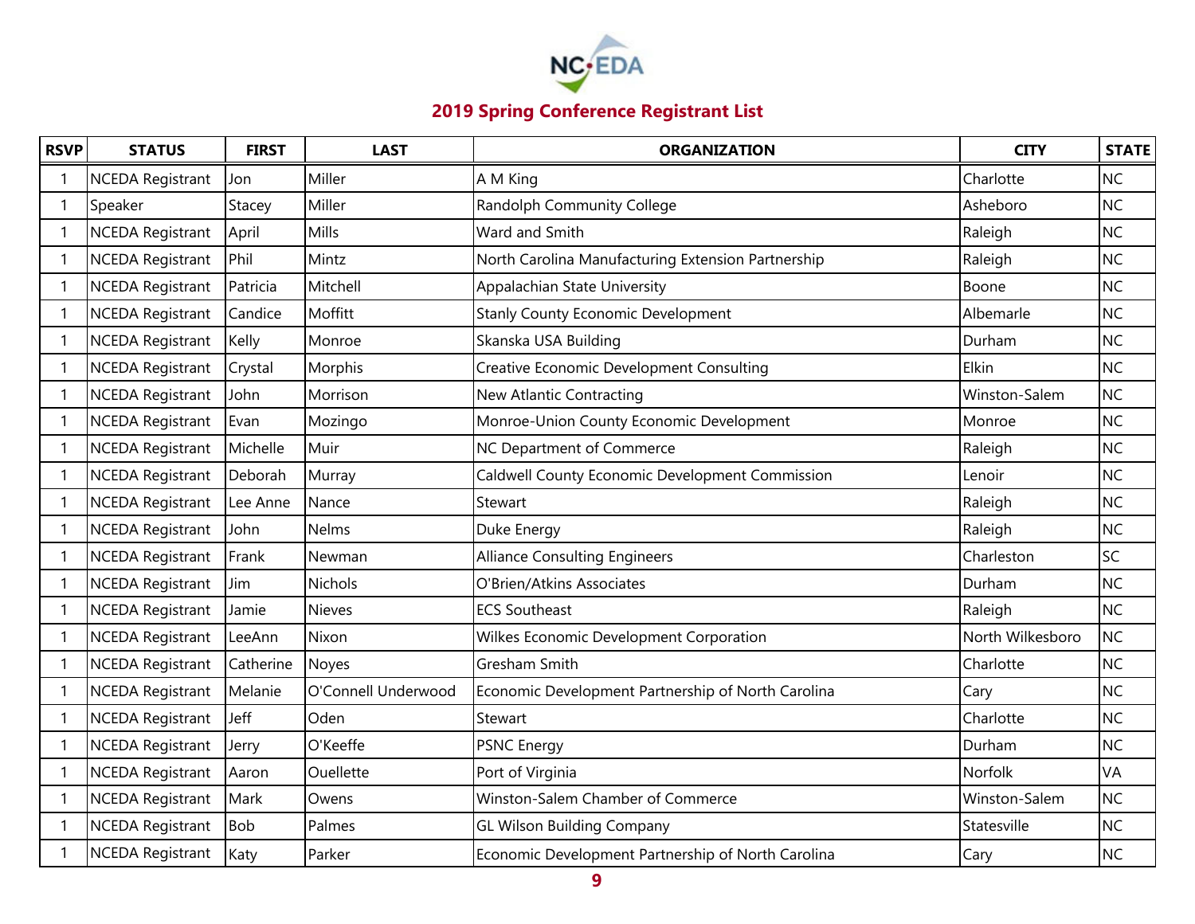## 2019 Spring Conference Registrant List

| RSVP | STATUS | FIRST | LAST | ORGANIZATION | CITY | STATE |
|---|---|---|---|---|---|---|
| 1 | NCEDA Registrant | Jon | Miller | A M King | Charlotte | NC |
| 1 | Speaker | Stacey | Miller | Randolph Community College | Asheboro | NC |
| 1 | NCEDA Registrant | April | Mills | Ward and Smith | Raleigh | NC |
| 1 | NCEDA Registrant | Phil | Mintz | North Carolina Manufacturing Extension Partnership | Raleigh | NC |
| 1 | NCEDA Registrant | Patricia | Mitchell | Appalachian State University | Boone | NC |
| 1 | NCEDA Registrant | Candice | Moffitt | Stanly County Economic Development | Albemarle | NC |
| 1 | NCEDA Registrant | Kelly | Monroe | Skanska USA Building | Durham | NC |
| 1 | NCEDA Registrant | Crystal | Morphis | Creative Economic Development Consulting | Elkin | NC |
| 1 | NCEDA Registrant | John | Morrison | New Atlantic Contracting | Winston-Salem | NC |
| 1 | NCEDA Registrant | Evan | Mozingo | Monroe-Union County Economic Development | Monroe | NC |
| 1 | NCEDA Registrant | Michelle | Muir | NC Department of Commerce | Raleigh | NC |
| 1 | NCEDA Registrant | Deborah | Murray | Caldwell County Economic Development Commission | Lenoir | NC |
| 1 | NCEDA Registrant | Lee Anne | Nance | Stewart | Raleigh | NC |
| 1 | NCEDA Registrant | John | Nelms | Duke Energy | Raleigh | NC |
| 1 | NCEDA Registrant | Frank | Newman | Alliance Consulting Engineers | Charleston | SC |
| 1 | NCEDA Registrant | Jim | Nichols | O'Brien/Atkins Associates | Durham | NC |
| 1 | NCEDA Registrant | Jamie | Nieves | ECS Southeast | Raleigh | NC |
| 1 | NCEDA Registrant | LeeAnn | Nixon | Wilkes Economic Development Corporation | North Wilkesboro | NC |
| 1 | NCEDA Registrant | Catherine | Noyes | Gresham Smith | Charlotte | NC |
| 1 | NCEDA Registrant | Melanie | O'Connell Underwood | Economic Development Partnership of North Carolina | Cary | NC |
| 1 | NCEDA Registrant | Jeff | Oden | Stewart | Charlotte | NC |
| 1 | NCEDA Registrant | Jerry | O'Keeffe | PSNC Energy | Durham | NC |
| 1 | NCEDA Registrant | Aaron | Ouellette | Port of Virginia | Norfolk | VA |
| 1 | NCEDA Registrant | Mark | Owens | Winston-Salem Chamber of Commerce | Winston-Salem | NC |
| 1 | NCEDA Registrant | Bob | Palmes | GL Wilson Building Company | Statesville | NC |
| 1 | NCEDA Registrant | Katy | Parker | Economic Development Partnership of North Carolina | Cary | NC |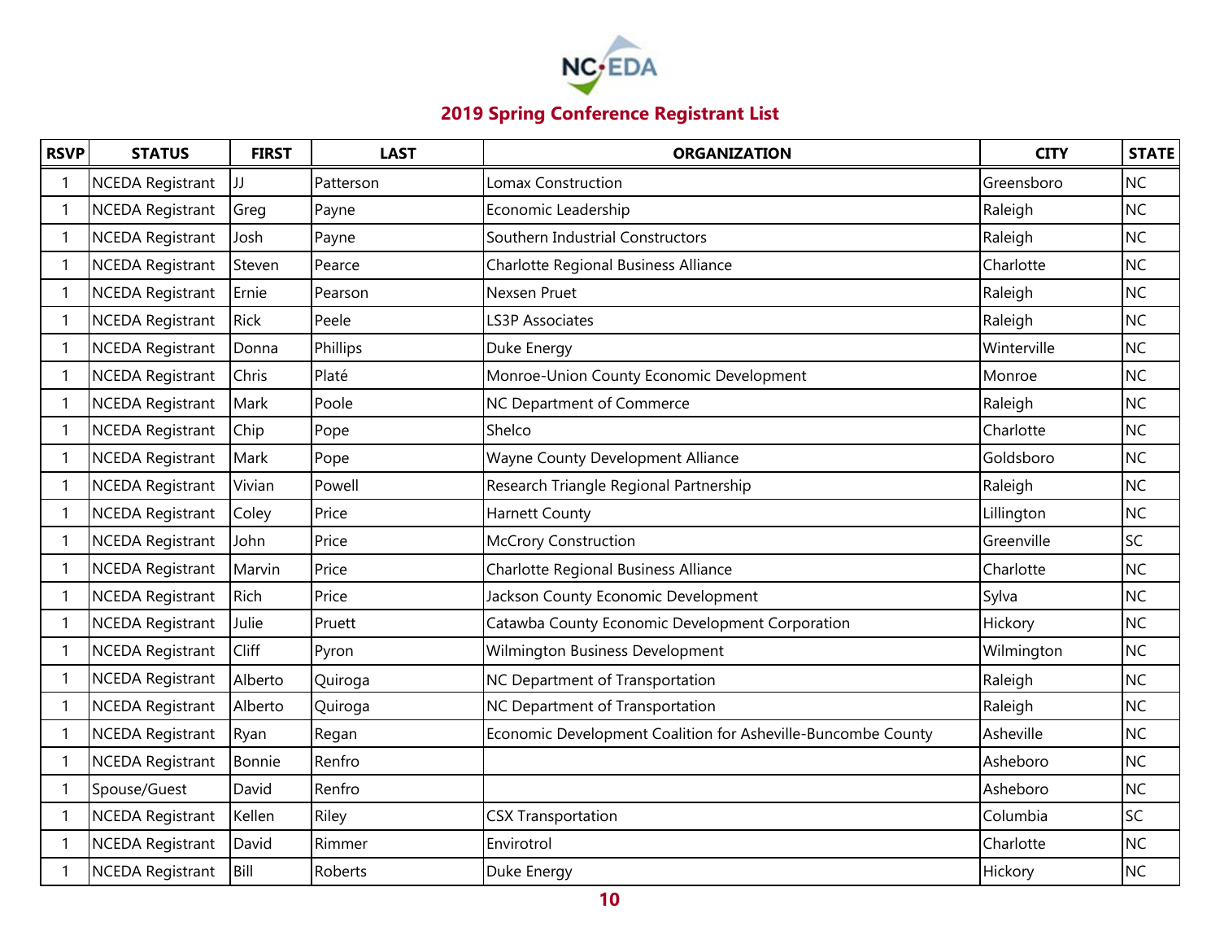## 2019 Spring Conference Registrant List

| RSVP | STATUS | FIRST | LAST | ORGANIZATION | CITY | STATE |
|---|---|---|---|---|---|---|
| 1 | NCEDA Registrant | JJ | Patterson | Lomax Construction | Greensboro | NC |
| 1 | NCEDA Registrant | Greg | Payne | Economic Leadership | Raleigh | NC |
| 1 | NCEDA Registrant | Josh | Payne | Southern Industrial Constructors | Raleigh | NC |
| 1 | NCEDA Registrant | Steven | Pearce | Charlotte Regional Business Alliance | Charlotte | NC |
| 1 | NCEDA Registrant | Ernie | Pearson | Nexsen Pruet | Raleigh | NC |
| 1 | NCEDA Registrant | Rick | Peele | LS3P Associates | Raleigh | NC |
| 1 | NCEDA Registrant | Donna | Phillips | Duke Energy | Winterville | NC |
| 1 | NCEDA Registrant | Chris | Platé | Monroe-Union County Economic Development | Monroe | NC |
| 1 | NCEDA Registrant | Mark | Poole | NC Department of Commerce | Raleigh | NC |
| 1 | NCEDA Registrant | Chip | Pope | Shelco | Charlotte | NC |
| 1 | NCEDA Registrant | Mark | Pope | Wayne County Development Alliance | Goldsboro | NC |
| 1 | NCEDA Registrant | Vivian | Powell | Research Triangle Regional Partnership | Raleigh | NC |
| 1 | NCEDA Registrant | Coley | Price | Harnett County | Lillington | NC |
| 1 | NCEDA Registrant | John | Price | McCrory Construction | Greenville | SC |
| 1 | NCEDA Registrant | Marvin | Price | Charlotte Regional Business Alliance | Charlotte | NC |
| 1 | NCEDA Registrant | Rich | Price | Jackson County Economic Development | Sylva | NC |
| 1 | NCEDA Registrant | Julie | Pruett | Catawba County Economic Development Corporation | Hickory | NC |
| 1 | NCEDA Registrant | Cliff | Pyron | Wilmington Business Development | Wilmington | NC |
| 1 | NCEDA Registrant | Alberto | Quiroga | NC Department of Transportation | Raleigh | NC |
| 1 | NCEDA Registrant | Alberto | Quiroga | NC Department of Transportation | Raleigh | NC |
| 1 | NCEDA Registrant | Ryan | Regan | Economic Development Coalition for Asheville-Buncombe County | Asheville | NC |
| 1 | NCEDA Registrant | Bonnie | Renfro | | Asheboro | NC |
| 1 | Spouse/Guest | David | Renfro | | Asheboro | NC |
| 1 | NCEDA Registrant | Kellen | Riley | CSX Transportation | Columbia | SC |
| 1 | NCEDA Registrant | David | Rimmer | Envirotrol | Charlotte | NC |
| 1 | NCEDA Registrant | Bill | Roberts | Duke Energy | Hickory | NC |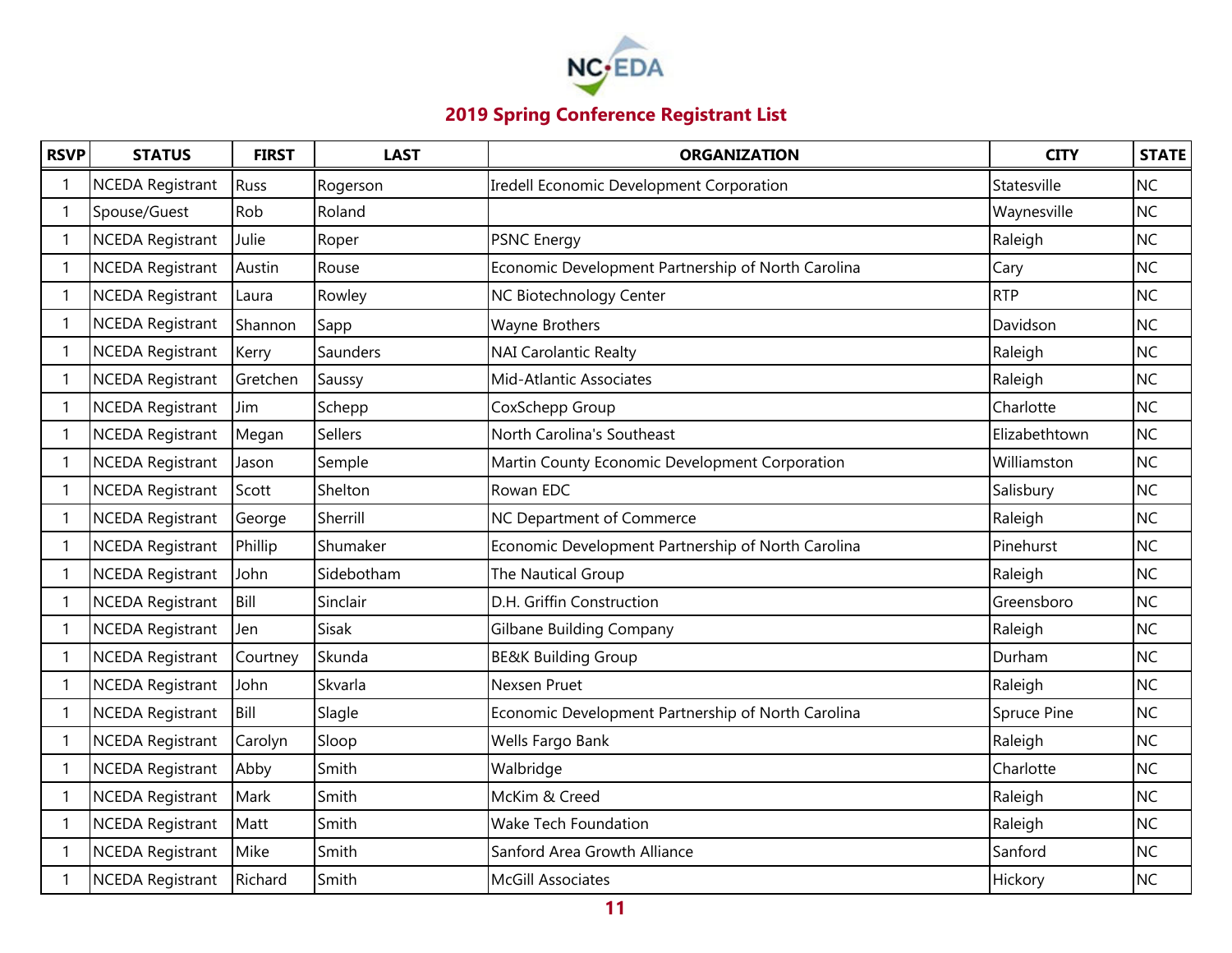## 2019 Spring Conference Registrant List

| RSVP | STATUS | FIRST | LAST | ORGANIZATION | CITY | STATE |
|---|---|---|---|---|---|---|
| 1 | NCEDA Registrant | Russ | Rogerson | Iredell Economic Development Corporation | Statesville | NC |
| 1 | Spouse/Guest | Rob | Roland | | Waynesville | NC |
| 1 | NCEDA Registrant | Julie | Roper | PSNC Energy | Raleigh | NC |
| 1 | NCEDA Registrant | Austin | Rouse | Economic Development Partnership of North Carolina | Cary | NC |
| 1 | NCEDA Registrant | Laura | Rowley | NC Biotechnology Center | RTP | NC |
| 1 | NCEDA Registrant | Shannon | Sapp | Wayne Brothers | Davidson | NC |
| 1 | NCEDA Registrant | Kerry | Saunders | NAI Carolantic Realty | Raleigh | NC |
| 1 | NCEDA Registrant | Gretchen | Saussy | Mid-Atlantic Associates | Raleigh | NC |
| 1 | NCEDA Registrant | Jim | Schepp | CoxSchepp Group | Charlotte | NC |
| 1 | NCEDA Registrant | Megan | Sellers | North Carolina's Southeast | Elizabethtown | NC |
| 1 | NCEDA Registrant | Jason | Semple | Martin County Economic Development Corporation | Williamston | NC |
| 1 | NCEDA Registrant | Scott | Shelton | Rowan EDC | Salisbury | NC |
| 1 | NCEDA Registrant | George | Sherrill | NC Department of Commerce | Raleigh | NC |
| 1 | NCEDA Registrant | Phillip | Shumaker | Economic Development Partnership of North Carolina | Pinehurst | NC |
| 1 | NCEDA Registrant | John | Sidebotham | The Nautical Group | Raleigh | NC |
| 1 | NCEDA Registrant | Bill | Sinclair | D.H. Griffin Construction | Greensboro | NC |
| 1 | NCEDA Registrant | Jen | Sisak | Gilbane Building Company | Raleigh | NC |
| 1 | NCEDA Registrant | Courtney | Skunda | BE&K Building Group | Durham | NC |
| 1 | NCEDA Registrant | John | Skvarla | Nexsen Pruet | Raleigh | NC |
| 1 | NCEDA Registrant | Bill | Slagle | Economic Development Partnership of North Carolina | Spruce Pine | NC |
| 1 | NCEDA Registrant | Carolyn | Sloop | Wells Fargo Bank | Raleigh | NC |
| 1 | NCEDA Registrant | Abby | Smith | Walbridge | Charlotte | NC |
| 1 | NCEDA Registrant | Mark | Smith | McKim & Creed | Raleigh | NC |
| 1 | NCEDA Registrant | Matt | Smith | Wake Tech Foundation | Raleigh | NC |
| 1 | NCEDA Registrant | Mike | Smith | Sanford Area Growth Alliance | Sanford | NC |
| 1 | NCEDA Registrant | Richard | Smith | McGill Associates | Hickory | NC |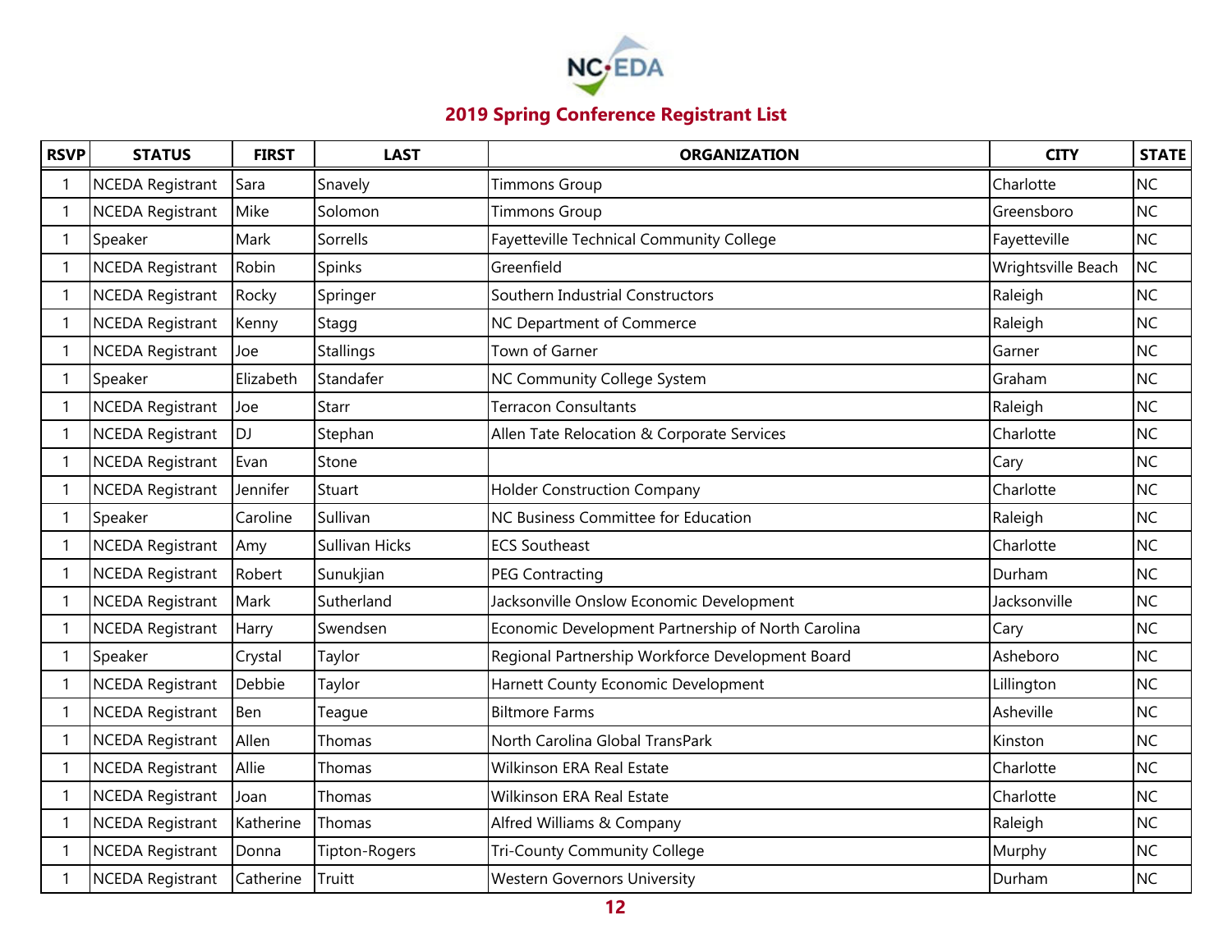## 2019 Spring Conference Registrant List

| RSVP | STATUS | FIRST | LAST | ORGANIZATION | CITY | STATE |
|---|---|---|---|---|---|---|
| 1 | NCEDA Registrant | Sara | Snavely | Timmons Group | Charlotte | NC |
| 1 | NCEDA Registrant | Mike | Solomon | Timmons Group | Greensboro | NC |
| 1 | Speaker | Mark | Sorrells | Fayetteville Technical Community College | Fayetteville | NC |
| 1 | NCEDA Registrant | Robin | Spinks | Greenfield | Wrightsville Beach | NC |
| 1 | NCEDA Registrant | Rocky | Springer | Southern Industrial Constructors | Raleigh | NC |
| 1 | NCEDA Registrant | Kenny | Stagg | NC Department of Commerce | Raleigh | NC |
| 1 | NCEDA Registrant | Joe | Stallings | Town of Garner | Garner | NC |
| 1 | Speaker | Elizabeth | Standafer | NC Community College System | Graham | NC |
| 1 | NCEDA Registrant | Joe | Starr | Terracon Consultants | Raleigh | NC |
| 1 | NCEDA Registrant | DJ | Stephan | Allen Tate Relocation & Corporate Services | Charlotte | NC |
| 1 | NCEDA Registrant | Evan | Stone | | Cary | NC |
| 1 | NCEDA Registrant | Jennifer | Stuart | Holder Construction Company | Charlotte | NC |
| 1 | Speaker | Caroline | Sullivan | NC Business Committee for Education | Raleigh | NC |
| 1 | NCEDA Registrant | Amy | Sullivan Hicks | ECS Southeast | Charlotte | NC |
| 1 | NCEDA Registrant | Robert | Sunukjian | PEG Contracting | Durham | NC |
| 1 | NCEDA Registrant | Mark | Sutherland | Jacksonville Onslow Economic Development | Jacksonville | NC |
| 1 | NCEDA Registrant | Harry | Swendsen | Economic Development Partnership of North Carolina | Cary | NC |
| 1 | Speaker | Crystal | Taylor | Regional Partnership Workforce Development Board | Asheboro | NC |
| 1 | NCEDA Registrant | Debbie | Taylor | Harnett County Economic Development | Lillington | NC |
| 1 | NCEDA Registrant | Ben | Teague | Biltmore Farms | Asheville | NC |
| 1 | NCEDA Registrant | Allen | Thomas | North Carolina Global TransPark | Kinston | NC |
| 1 | NCEDA Registrant | Allie | Thomas | Wilkinson ERA Real Estate | Charlotte | NC |
| 1 | NCEDA Registrant | Joan | Thomas | Wilkinson ERA Real Estate | Charlotte | NC |
| 1 | NCEDA Registrant | Katherine | Thomas | Alfred Williams & Company | Raleigh | NC |
| 1 | NCEDA Registrant | Donna | Tipton-Rogers | Tri-County Community College | Murphy | NC |
| 1 | NCEDA Registrant | Catherine | Truitt | Western Governors University | Durham | NC |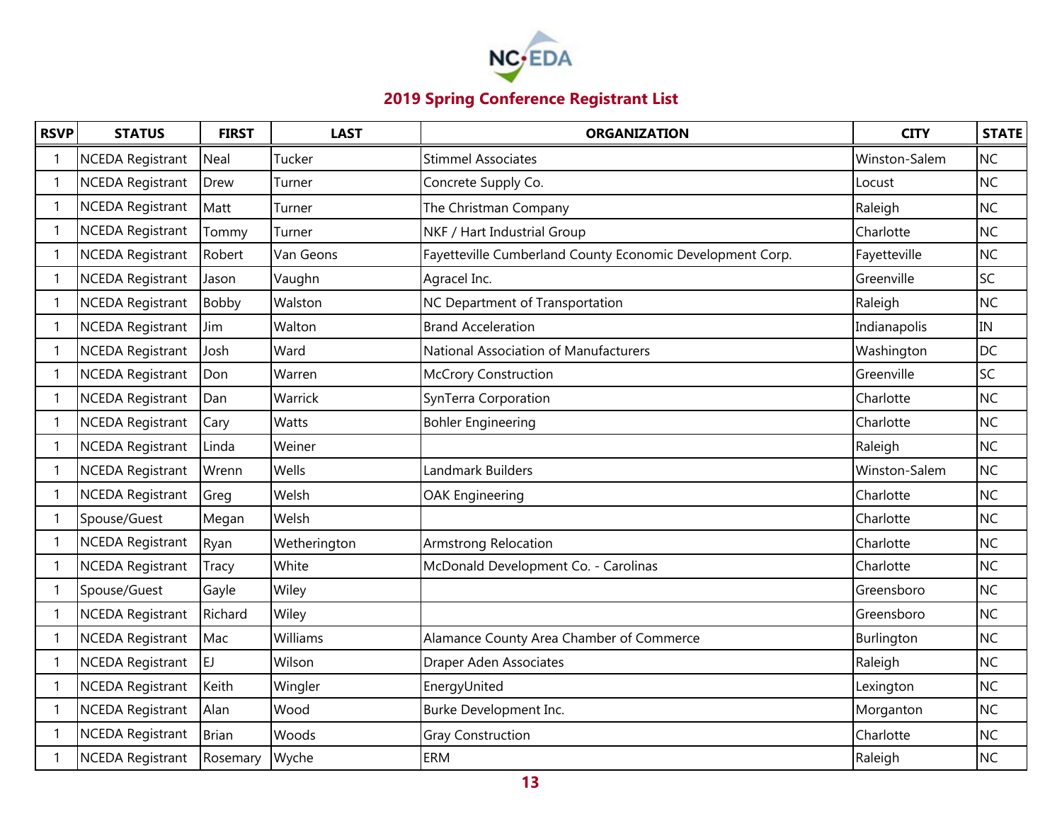## 2019 Spring Conference Registrant List

| RSVP | STATUS | FIRST | LAST | ORGANIZATION | CITY | STATE |
|---|---|---|---|---|---|---|
| 1 | NCEDA Registrant | Neal | Tucker | Stimmel Associates | Winston-Salem | NC |
| 1 | NCEDA Registrant | Drew | Turner | Concrete Supply Co. | Locust | NC |
| 1 | NCEDA Registrant | Matt | Turner | The Christman Company | Raleigh | NC |
| 1 | NCEDA Registrant | Tommy | Turner | NKF / Hart Industrial Group | Charlotte | NC |
| 1 | NCEDA Registrant | Robert | Van Geons | Fayetteville Cumberland County Economic Development Corp. | Fayetteville | NC |
| 1 | NCEDA Registrant | Jason | Vaughn | Agracel Inc. | Greenville | SC |
| 1 | NCEDA Registrant | Bobby | Walston | NC Department of Transportation | Raleigh | NC |
| 1 | NCEDA Registrant | Jim | Walton | Brand Acceleration | Indianapolis | IN |
| 1 | NCEDA Registrant | Josh | Ward | National Association of Manufacturers | Washington | DC |
| 1 | NCEDA Registrant | Don | Warren | McCrory Construction | Greenville | SC |
| 1 | NCEDA Registrant | Dan | Warrick | SynTerra Corporation | Charlotte | NC |
| 1 | NCEDA Registrant | Cary | Watts | Bohler Engineering | Charlotte | NC |
| 1 | NCEDA Registrant | Linda | Weiner | | Raleigh | NC |
| 1 | NCEDA Registrant | Wrenn | Wells | Landmark Builders | Winston-Salem | NC |
| 1 | NCEDA Registrant | Greg | Welsh | OAK Engineering | Charlotte | NC |
| 1 | Spouse/Guest | Megan | Welsh | | Charlotte | NC |
| 1 | NCEDA Registrant | Ryan | Wetherington | Armstrong Relocation | Charlotte | NC |
| 1 | NCEDA Registrant | Tracy | White | McDonald Development Co. - Carolinas | Charlotte | NC |
| 1 | Spouse/Guest | Gayle | Wiley | | Greensboro | NC |
| 1 | NCEDA Registrant | Richard | Wiley | | Greensboro | NC |
| 1 | NCEDA Registrant | Mac | Williams | Alamance County Area Chamber of Commerce | Burlington | NC |
| 1 | NCEDA Registrant | EJ | Wilson | Draper Aden Associates | Raleigh | NC |
| 1 | NCEDA Registrant | Keith | Wingler | EnergyUnited | Lexington | NC |
| 1 | NCEDA Registrant | Alan | Wood | Burke Development Inc. | Morganton | NC |
| 1 | NCEDA Registrant | Brian | Woods | Gray Construction | Charlotte | NC |
| 1 | NCEDA Registrant | Rosemary | Wyche | ERM | Raleigh | NC |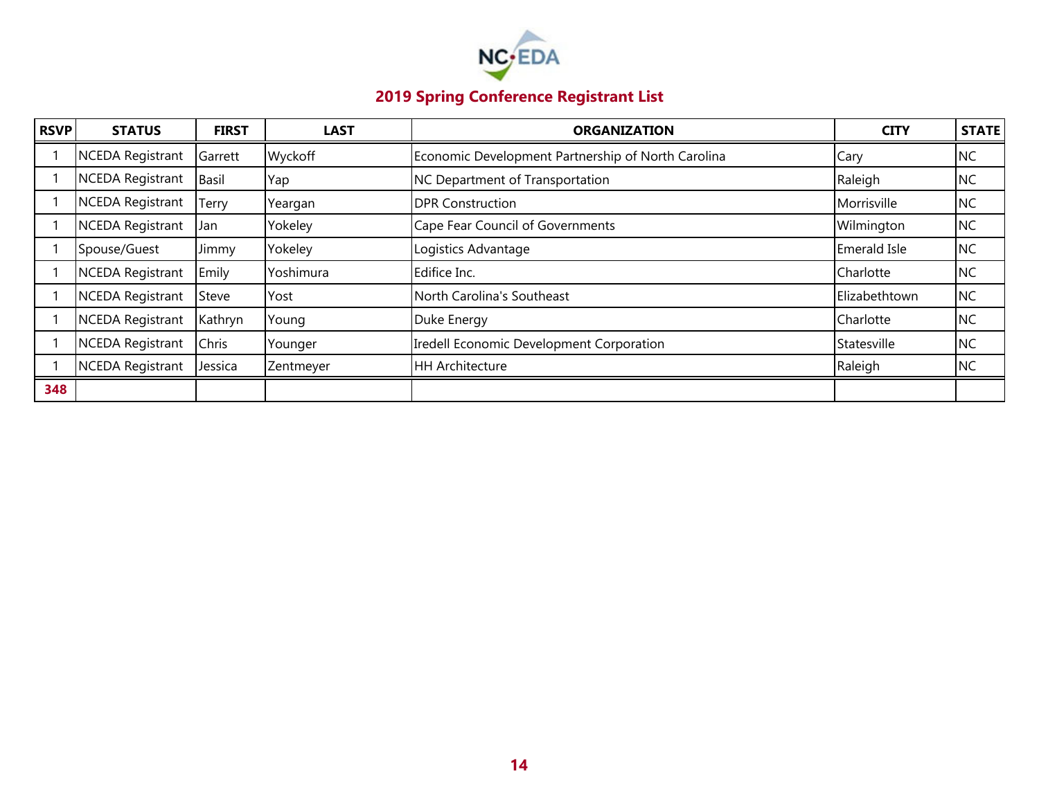## 2019 Spring Conference Registrant List

| RSVP | STATUS | FIRST | LAST | ORGANIZATION | CITY | STATE |
|---|---|---|---|---|---|---|
| 1 | NCEDA Registrant | Garrett | Wyckoff | Economic Development Partnership of North Carolina | Cary | NC |
| 1 | NCEDA Registrant | Basil | Yap | NC Department of Transportation | Raleigh | NC |
| 1 | NCEDA Registrant | Terry | Yeargan | DPR Construction | Morrisville | NC |
| 1 | NCEDA Registrant | Jan | Yokeley | Cape Fear Council of Governments | Wilmington | NC |
| 1 | Spouse/Guest | Jimmy | Yokeley | Logistics Advantage | Emerald Isle | NC |
| 1 | NCEDA Registrant | Emily | Yoshimura | Edifice Inc. | Charlotte | NC |
| 1 | NCEDA Registrant | Steve | Yost | North Carolina's Southeast | Elizabethtown | NC |
| 1 | NCEDA Registrant | Kathryn | Young | Duke Energy | Charlotte | NC |
| 1 | NCEDA Registrant | Chris | Younger | Iredell Economic Development Corporation | Statesville | NC |
| 1 | NCEDA Registrant | Jessica | Zentmeyer | HH Architecture | Raleigh | NC |
| **348** | | | | | | |